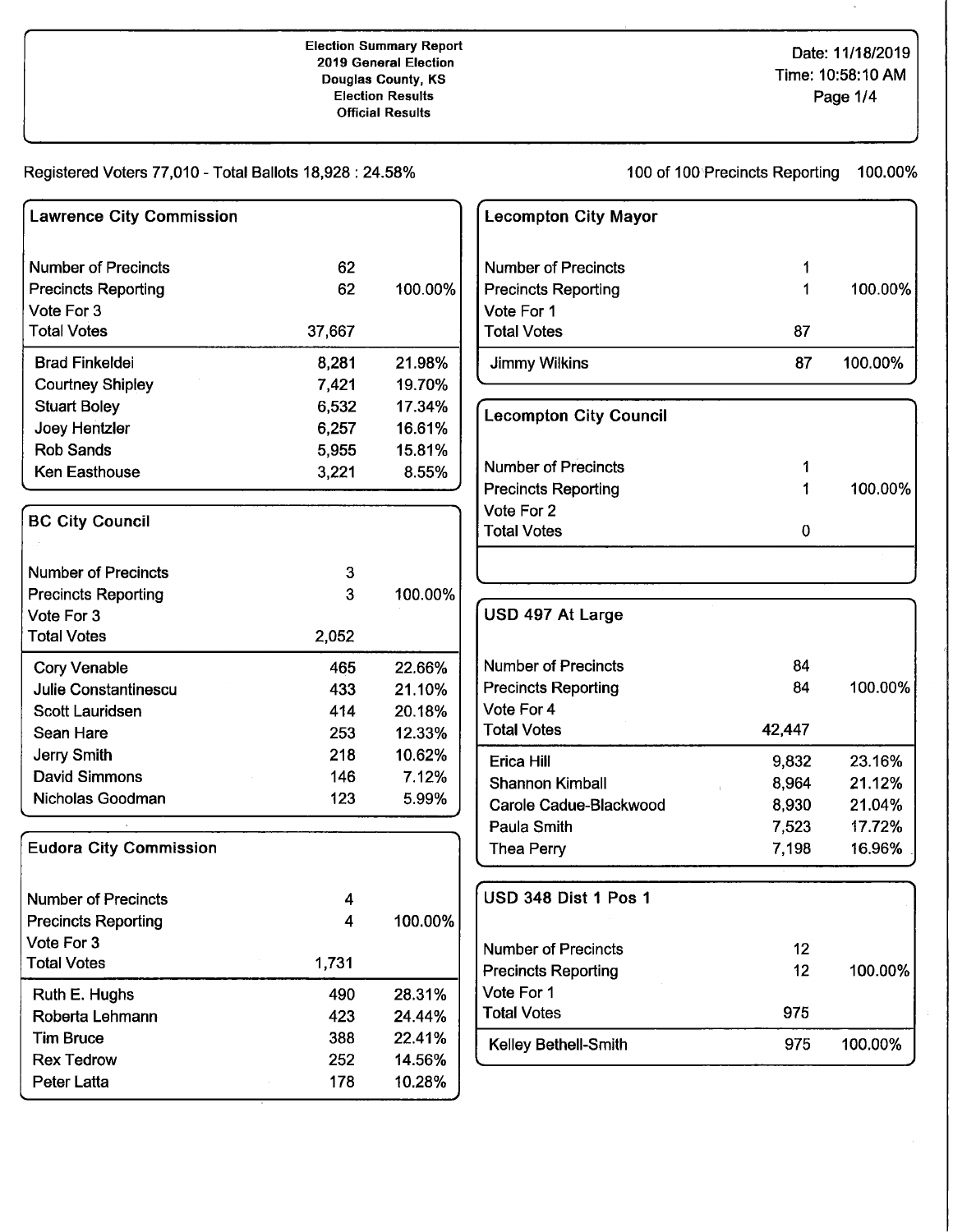**Election Summary Report**
**2019 General Election**
**Douglas County, KS**
**Election Results**
**Official Results**

Date: 11/18/2019
Time: 10:58:10 AM

Registered Voters 77,010 - Total Ballots 18,928 : 24.58%

100 of 100 Precincts Reporting 100.00%

### Lawrence City Commission

| | | |
|---|---|---|
| Number of Precincts | 62 | |
| Precincts Reporting | 62 | 100.00% |
| Vote For 3 | | |
| Total Votes | 37,667 | |
| Brad Finkeldei | 8,281 | 21.98% |
| Courtney Shipley | 7,421 | 19.70% |
| Stuart Boley | 6,532 | 17.34% |
| Joey Hentzler | 6,257 | 16.61% |
| Rob Sands | 5,955 | 15.81% |
| Ken Easthouse | 3,221 | 8.55% |

### BC City Council

| | | |
|---|---|---|
| Number of Precincts | 3 | |
| Precincts Reporting | 3 | 100.00% |
| Vote For 3 | | |
| Total Votes | 2,052 | |
| Cory Venable | 465 | 22.66% |
| Julie Constantinescu | 433 | 21.10% |
| Scott Lauridsen | 414 | 20.18% |
| Sean Hare | 253 | 12.33% |
| Jerry Smith | 218 | 10.62% |
| David Simmons | 146 | 7.12% |
| Nicholas Goodman | 123 | 5.99% |

### Eudora City Commission

| | | |
|---|---|---|
| Number of Precincts | 4 | |
| Precincts Reporting | 4 | 100.00% |
| Vote For 3 | | |
| Total Votes | 1,731 | |
| Ruth E. Hughs | 490 | 28.31% |
| Roberta Lehmann | 423 | 24.44% |
| Tim Bruce | 388 | 22.41% |
| Rex Tedrow | 252 | 14.56% |
| Peter Latta | 178 | 10.28% |

### Lecompton City Mayor

| | | |
|---|---|---|
| Number of Precincts | 1 | |
| Precincts Reporting | 1 | 100.00% |
| Vote For 1 | | |
| Total Votes | 87 | |
| Jimmy Wilkins | 87 | 100.00% |

### Lecompton City Council

| | | |
|---|---|---|
| Number of Precincts | 1 | |
| Precincts Reporting | 1 | 100.00% |
| Vote For 2 | | |
| Total Votes | 0 | |

### USD 497 At Large

| | | |
|---|---|---|
| Number of Precincts | 84 | |
| Precincts Reporting | 84 | 100.00% |
| Vote For 4 | | |
| Total Votes | 42,447 | |
| Erica Hill | 9,832 | 23.16% |
| Shannon Kimball | 8,964 | 21.12% |
| Carole Cadue-Blackwood | 8,930 | 21.04% |
| Paula Smith | 7,523 | 17.72% |
| Thea Perry | 7,198 | 16.96% |

### USD 348 Dist 1 Pos 1

| | | |
|---|---|---|
| Number of Precincts | 12 | |
| Precincts Reporting | 12 | 100.00% |
| Vote For 1 | | |
| Total Votes | 975 | |
| Kelley Bethell-Smith | 975 | 100.00% |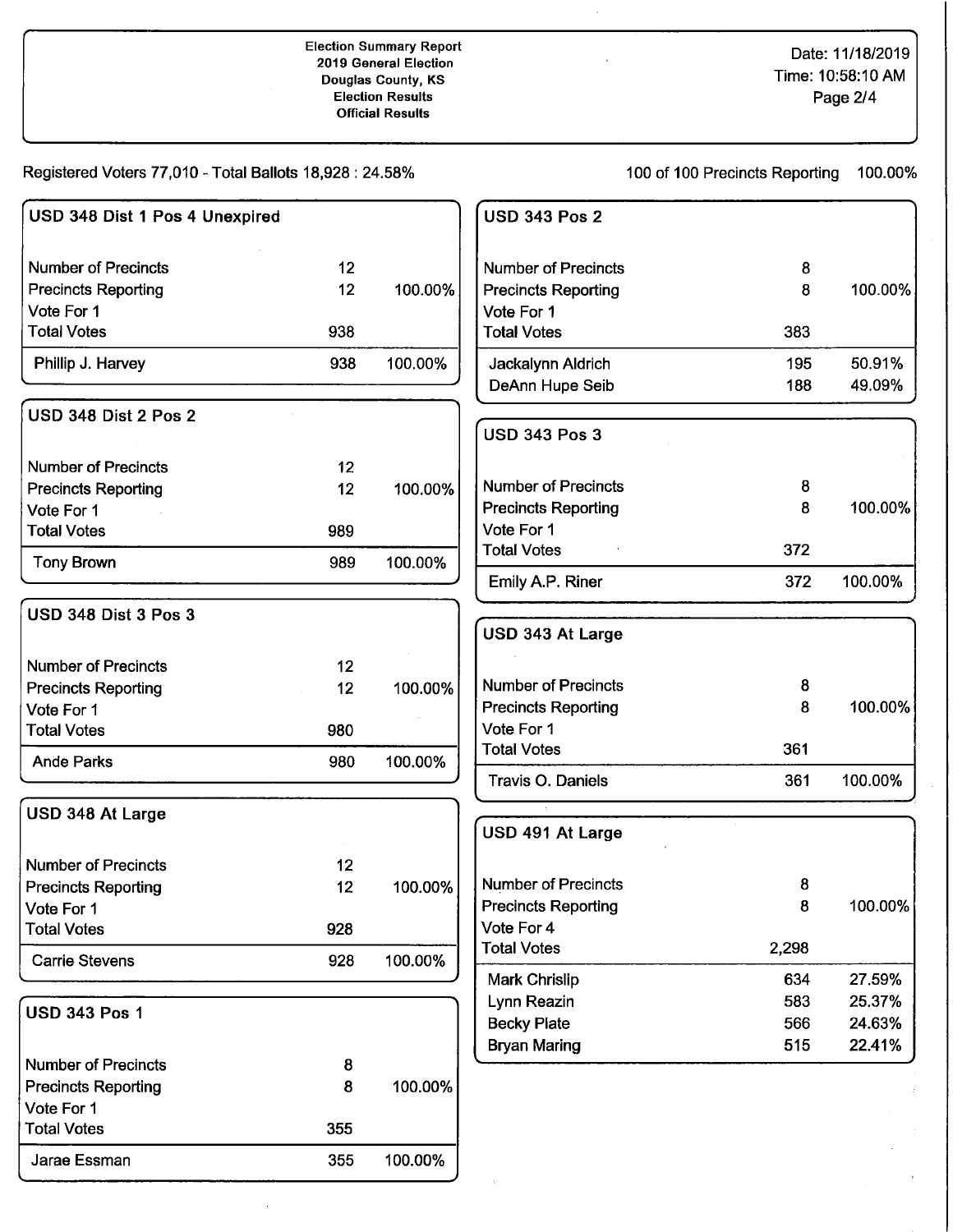Election Summary Report
2019 General Election
Douglas County, KS
Election Results
Official Results

Date: 11/18/2019
Time: 10:58:10 AM

Registered Voters 77,010 - Total Ballots 18,928 : 24.58%

100 of 100 Precincts Reporting 100.00%

### USD 348 Dist 1 Pos 4 Unexpired

| | | |
|---|---|---|
| Number of Precincts | 12 | |
| Precincts Reporting | 12 | 100.00% |
| Vote For 1 | | |
| Total Votes | 938 | |
| Phillip J. Harvey | 938 | 100.00% |

### USD 348 Dist 2 Pos 2

| | | |
|---|---|---|
| Number of Precincts | 12 | |
| Precincts Reporting | 12 | 100.00% |
| Vote For 1 | | |
| Total Votes | 989 | |
| Tony Brown | 989 | 100.00% |

### USD 348 Dist 3 Pos 3

| | | |
|---|---|---|
| Number of Precincts | 12 | |
| Precincts Reporting | 12 | 100.00% |
| Vote For 1 | | |
| Total Votes | 980 | |
| Ande Parks | 980 | 100.00% |

### USD 348 At Large

| | | |
|---|---|---|
| Number of Precincts | 12 | |
| Precincts Reporting | 12 | 100.00% |
| Vote For 1 | | |
| Total Votes | 928 | |
| Carrie Stevens | 928 | 100.00% |

### USD 343 Pos 1

| | | |
|---|---|---|
| Number of Precincts | 8 | |
| Precincts Reporting | 8 | 100.00% |
| Vote For 1 | | |
| Total Votes | 355 | |
| Jarae Essman | 355 | 100.00% |

### USD 343 Pos 2

| | | |
|---|---|---|
| Number of Precincts | 8 | |
| Precincts Reporting | 8 | 100.00% |
| Vote For 1 | | |
| Total Votes | 383 | |
| Jackalynn Aldrich | 195 | 50.91% |
| DeAnn Hupe Seib | 188 | 49.09% |

### USD 343 Pos 3

| | | |
|---|---|---|
| Number of Precincts | 8 | |
| Precincts Reporting | 8 | 100.00% |
| Vote For 1 | | |
| Total Votes | 372 | |
| Emily A.P. Riner | 372 | 100.00% |

### USD 343 At Large

| | | |
|---|---|---|
| Number of Precincts | 8 | |
| Precincts Reporting | 8 | 100.00% |
| Vote For 1 | | |
| Total Votes | 361 | |
| Travis O. Daniels | 361 | 100.00% |

### USD 491 At Large

| | | |
|---|---|---|
| Number of Precincts | 8 | |
| Precincts Reporting | 8 | 100.00% |
| Vote For 4 | | |
| Total Votes | 2,298 | |
| Mark Chrislip | 634 | 27.59% |
| Lynn Reazin | 583 | 25.37% |
| Becky Plate | 566 | 24.63% |
| Bryan Maring | 515 | 22.41% |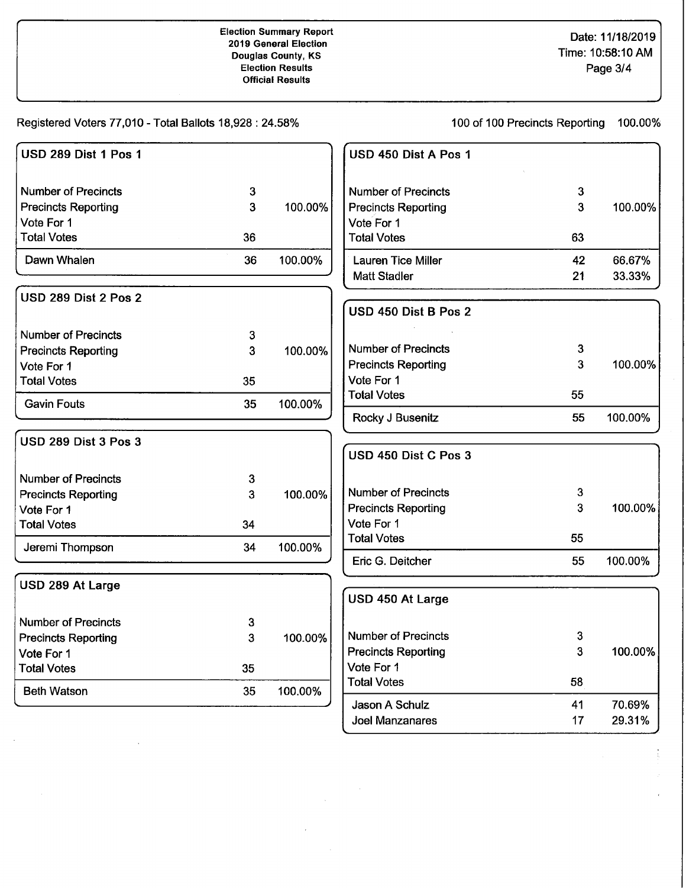**Election Summary Report**
**2019 General Election**
**Douglas County, KS**
**Election Results**
**Official Results**

Date: 11/18/2019
Time: 10:58:10 AM

Registered Voters 77,010 - Total Ballots 18,928 : 24.58%

100 of 100 Precincts Reporting 100.00%

## USD 289 Dist 1 Pos 1

| | | |
|---|---|---|
| Number of Precincts | 3 | |
| Precincts Reporting | 3 | 100.00% |
| Vote For 1 | | |
| Total Votes | 36 | |
| Dawn Whalen | 36 | 100.00% |

## USD 289 Dist 2 Pos 2

| | | |
|---|---|---|
| Number of Precincts | 3 | |
| Precincts Reporting | 3 | 100.00% |
| Vote For 1 | | |
| Total Votes | 35 | |
| Gavin Fouts | 35 | 100.00% |

## USD 289 Dist 3 Pos 3

| | | |
|---|---|---|
| Number of Precincts | 3 | |
| Precincts Reporting | 3 | 100.00% |
| Vote For 1 | | |
| Total Votes | 34 | |
| Jeremi Thompson | 34 | 100.00% |

## USD 289 At Large

| | | |
|---|---|---|
| Number of Precincts | 3 | |
| Precincts Reporting | 3 | 100.00% |
| Vote For 1 | | |
| Total Votes | 35 | |
| Beth Watson | 35 | 100.00% |

## USD 450 Dist A Pos 1

| | | |
|---|---|---|
| Number of Precincts | 3 | |
| Precincts Reporting | 3 | 100.00% |
| Vote For 1 | | |
| Total Votes | 63 | |
| Lauren Tice Miller | 42 | 66.67% |
| Matt Stadler | 21 | 33.33% |

## USD 450 Dist B Pos 2

| | | |
|---|---|---|
| Number of Precincts | 3 | |
| Precincts Reporting | 3 | 100.00% |
| Vote For 1 | | |
| Total Votes | 55 | |
| Rocky J Busenitz | 55 | 100.00% |

## USD 450 Dist C Pos 3

| | | |
|---|---|---|
| Number of Precincts | 3 | |
| Precincts Reporting | 3 | 100.00% |
| Vote For 1 | | |
| Total Votes | 55 | |
| Eric G. Deitcher | 55 | 100.00% |

## USD 450 At Large

| | | |
|---|---|---|
| Number of Precincts | 3 | |
| Precincts Reporting | 3 | 100.00% |
| Vote For 1 | | |
| Total Votes | 58 | |
| Jason A Schulz | 41 | 70.69% |
| Joel Manzanares | 17 | 29.31% |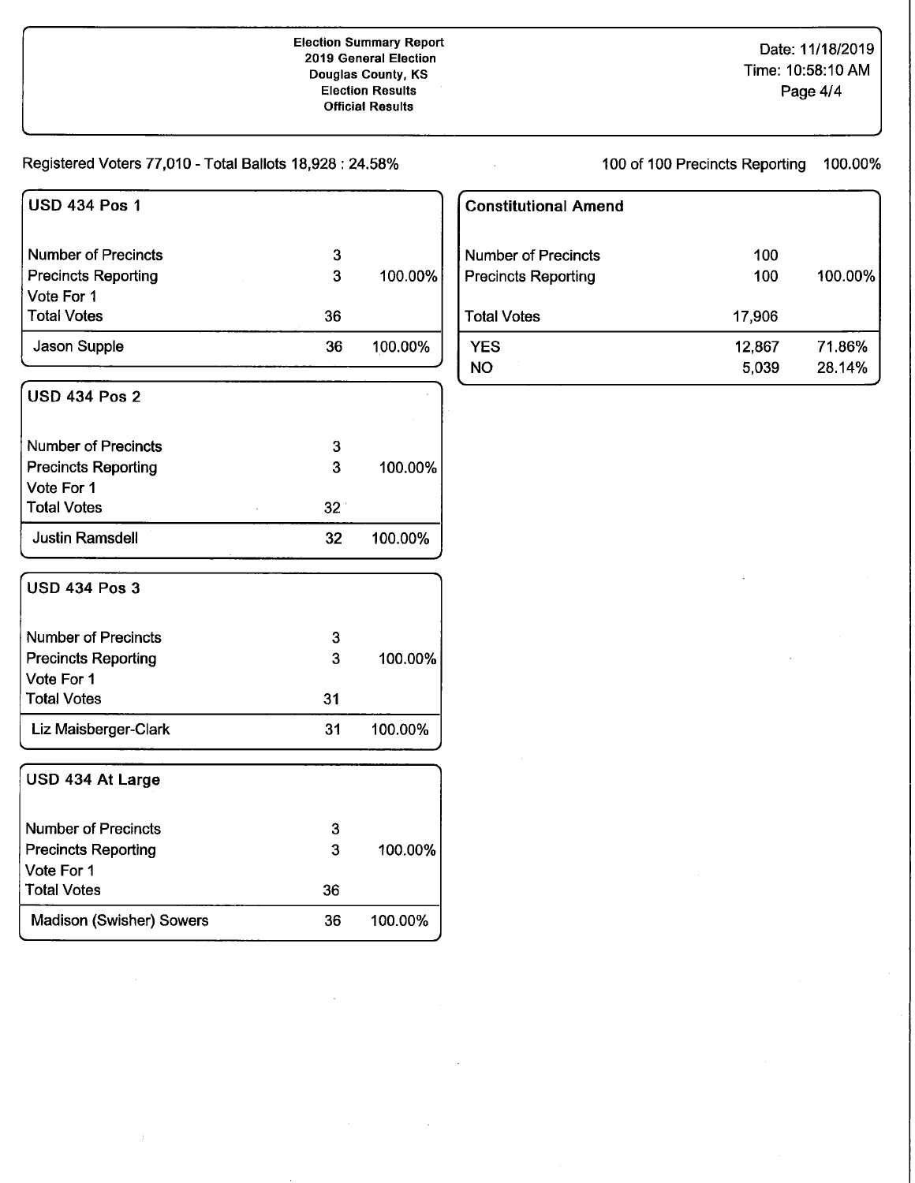**Election Summary Report**
**2019 General Election**
**Douglas County, KS**
**Election Results**
**Official Results**

Date: 11/18/2019
Time: 10:58:10 AM

Registered Voters 77,010 - Total Ballots 18,928 : 24.58%

100 of 100 Precincts Reporting 100.00%

### USD 434 Pos 1

| | | |
|---|---|---|
| Number of Precincts | 3 | |
| Precincts Reporting | 3 | 100.00% |
| Vote For 1 | | |
| Total Votes | 36 | |
| Jason Supple | 36 | 100.00% |

### USD 434 Pos 2

| | | |
|---|---|---|
| Number of Precincts | 3 | |
| Precincts Reporting | 3 | 100.00% |
| Vote For 1 | | |
| Total Votes | 32 | |
| Justin Ramsdell | 32 | 100.00% |

### USD 434 Pos 3

| | | |
|---|---|---|
| Number of Precincts | 3 | |
| Precincts Reporting | 3 | 100.00% |
| Vote For 1 | | |
| Total Votes | 31 | |
| Liz Maisberger-Clark | 31 | 100.00% |

### USD 434 At Large

| | | |
|---|---|---|
| Number of Precincts | 3 | |
| Precincts Reporting | 3 | 100.00% |
| Vote For 1 | | |
| Total Votes | 36 | |
| Madison (Swisher) Sowers | 36 | 100.00% |

### Constitutional Amend

| | | |
|---|---|---|
| Number of Precincts | 100 | |
| Precincts Reporting | 100 | 100.00% |
| Total Votes | 17,906 | |
| YES | 12,867 | 71.86% |
| NO | 5,039 | 28.14% |